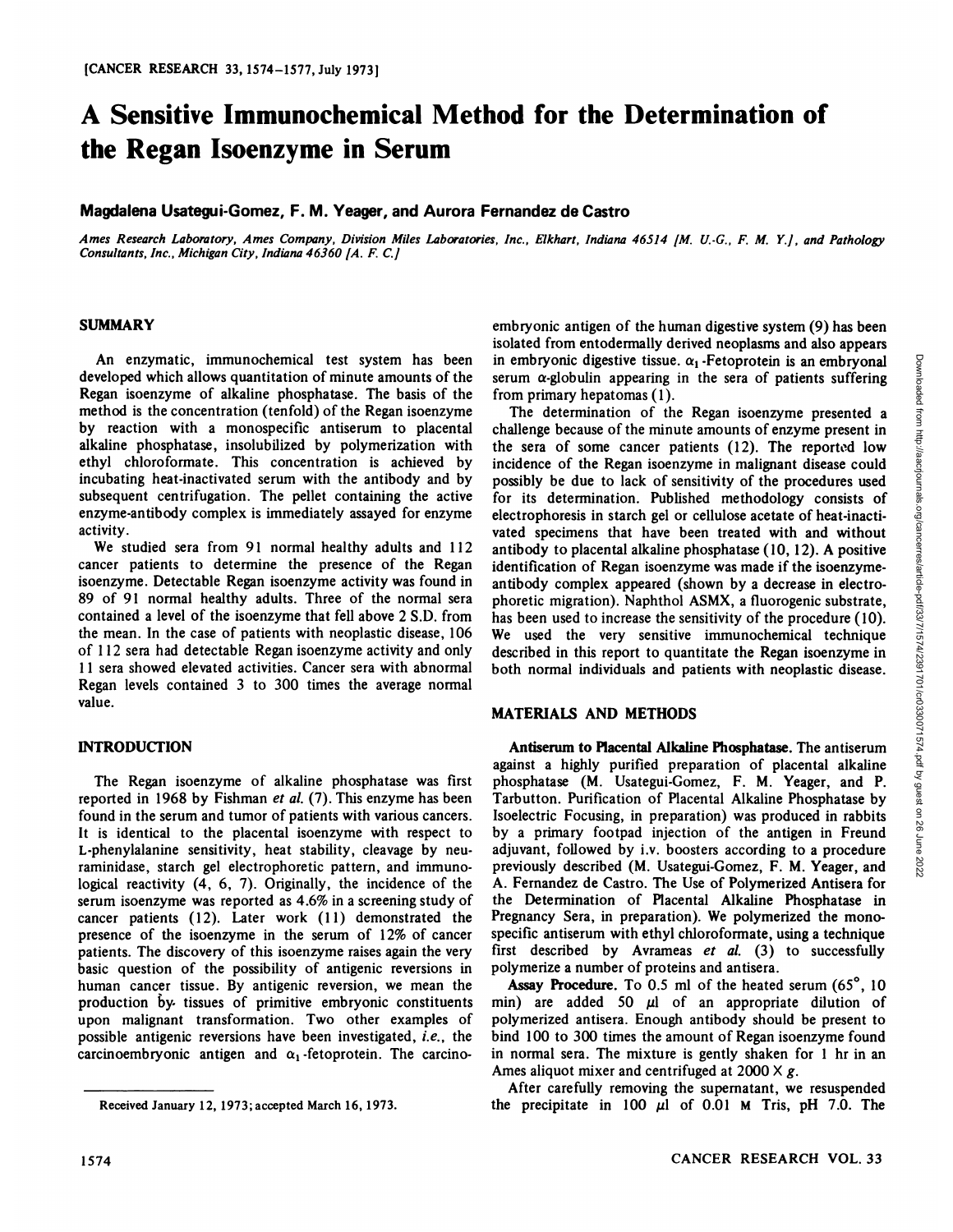# A Sensitive Immunochemical Method for the Determination of the Regan Isoenzyme in Serum

**Magdalena Usategui-Gomez, F. M. Yeager, and Aurora Fernandez de Castro**

*Ames Research Laboratory, Ames Company, Division Miles Laboratories, Inc., Elkhart, Indiana 46514 [M. U.-G., F. M. Y.], and Pathology Consultants, Inc., Michigan City, Indiana 46360 [A. F. C.]*

## SUMMARY

An enzymatic, immunochemical test system has been developed which allows quantitation of minute amounts of the Regan isoenzyme of alkaline phosphatase. The basis of the method is the concentration (tenfold) of the Regan isoenzyme by reaction with a monospecific antiserum to placental alkaline phosphatase, insolubilized by polymerization with ethyl chloroformate. This concentration is achieved by incubating heat-inactivated serum with the antibody and by subsequent centrifugation. The pellet containing the active enzyme-antibody complex is immediately assayed for enzyme activity.

We studied sera from 91 normal healthy adults and 112 cancer patients to determine the presence of the Regan isoenzyme. Detectable Regan isoenzyme activity was found in 89 of 91 normal healthy adults. Three of the normal sera contained a level of the isoenzyme that fell above 2 S.D. from the mean. In the case of patients with neoplastic disease, 106 of 112 sera had detectable Regan isoenzyme activity and only 11 sera showed elevated activities. Cancer sera with abnormal Regan levels contained 3 to 300 times the average normal value.

## INTRODUCTION

The Regan isoenzyme of alkaline phosphatase was first reported in 1968 by Fishman *et al.* (7). This enzyme has been found in the serum and tumor of patients with various cancers. It is identical to the placental isoenzyme with respect to L-phenylalanine sensitivity, heat stability, cleavage by neuraminidase, starch gel electrophoretic pattern, and immunological reactivity (4, 6, 7). Originally, the incidence of the serum isoenzyme was reported as 4.6% in a screening study of cancer patients (12). Later work (11) demonstrated the presence of the isoenzyme in the serum of 12% of cancer patients. The discovery of this isoenzyme raises again the very basic question of the possibility of antigenic reversions in human cancer tissue. By antigenic reversion, we mean the production by tissues of primitive embryonic constituents upon malignant transformation. Two other examples of possible antigenic reversions have been investigated, *i.e.*, the carcinoembryonic antigen and $\alpha_1$-fetoprotein. The carcinoembryonic antigen of the human digestive system (9) has been isolated from entodermally derived neoplasms and also appears in embryonic digestive tissue. $\alpha_1$-Fetoprotein is an embryonal serum α-globulin appearing in the sera of patients suffering from primary hepatomas (1).

The determination of the Regan isoenzyme presented a challenge because of the minute amounts of enzyme present in the sera of some cancer patients (12). The reported low incidence of the Regan isoenzyme in malignant disease could possibly be due to lack of sensitivity of the procedures used for its determination. Published methodology consists of electrophoresis in starch gel or cellulose acetate of heat-inactivated specimens that have been treated with and without antibody to placental alkaline phosphatase (10, 12). A positive identification of Regan isoenzyme was made if the isoenzyme-antibody complex appeared (shown by a decrease in electrophoretic migration). Naphthol ASMX, a fluorogenic substrate, has been used to increase the sensitivity of the procedure (10). We used the very sensitive immunochemical technique described in this report to quantitate the Regan isoenzyme in both normal individuals and patients with neoplastic disease.

## MATERIALS AND METHODS

**Antiserum to Placental Alkaline Phosphatase.** The antiserum against a highly purified preparation of placental alkaline phosphatase (M. Usategui-Gomez, F. M. Yeager, and P. Tarbutton. Purification of Placental Alkaline Phosphatase by Isoelectric Focusing, in preparation) was produced in rabbits by a primary footpad injection of the antigen in Freund adjuvant, followed by i.v. boosters according to a procedure previously described (M. Usategui-Gomez, F. M. Yeager, and A. Fernandez de Castro. The Use of Polymerized Antisera for the Determination of Placental Alkaline Phosphatase in Pregnancy Sera, in preparation). We polymerized the monospecific antiserum with ethyl chloroformate, using a technique first described by Avrameas *et al.* (3) to successfully polymerize a number of proteins and antisera.

**Assay Procedure.** To 0.5 ml of the heated serum (65°, 10 min) are added 50 μl of an appropriate dilution of polymerized antisera. Enough antibody should be present to bind 100 to 300 times the amount of Regan isoenzyme found in normal sera. The mixture is gently shaken for 1 hr in an Ames aliquot mixer and centrifuged at 2000 × *g*.

After carefully removing the supernatant, we resuspended the precipitate in 100 μl of 0.01 M Tris, pH 7.0. The

Received January 12, 1973; accepted March 16, 1973.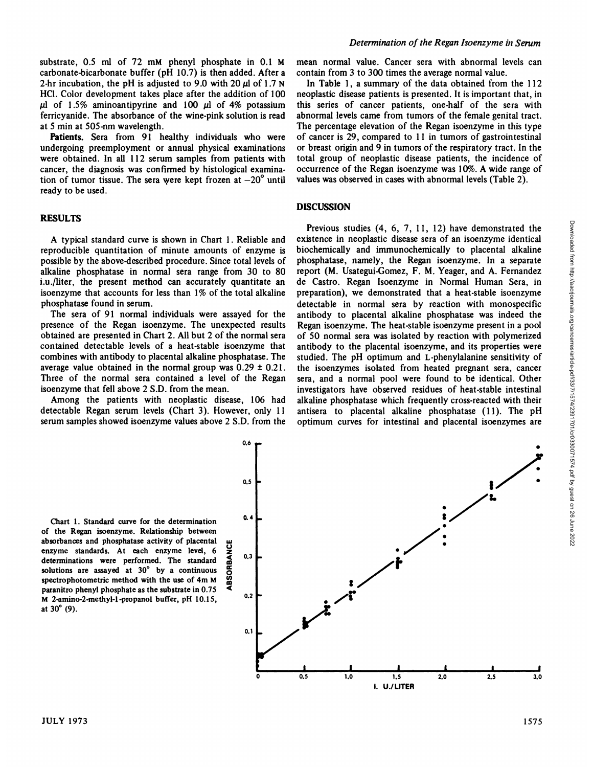substrate, 0.5 ml of 72 mM phenyl phosphate in 0.1 M carbonate-bicarbonate buffer (pH 10.7) is then added. After a 2-hr incubation, the pH is adjusted to 9.0 with 20 μl of 1.7 N HCl. Color development takes place after the addition of 100 μl of 1.5% aminoantipyrine and 100 μl of 4% potassium ferricyanide. The absorbance of the wine-pink solution is read at 5 min at 505-nm wavelength.

**Patients.** Sera from 91 healthy individuals who were undergoing preemployment or annual physical examinations were obtained. In all 112 serum samples from patients with cancer, the diagnosis was confirmed by histological examination of tumor tissue. The sera were kept frozen at −20° until ready to be used.

## RESULTS

A typical standard curve is shown in Chart 1. Reliable and reproducible quantitation of minute amounts of enzyme is possible by the above-described procedure. Since total levels of alkaline phosphatase in normal sera range from 30 to 80 i.u./liter, the present method can accurately quantitate an isoenzyme that accounts for less than 1% of the total alkaline phosphatase found in serum.

The sera of 91 normal individuals were assayed for the presence of the Regan isoenzyme. The unexpected results obtained are presented in Chart 2. All but 2 of the normal sera contained detectable levels of a heat-stable isoenzyme that combines with antibody to placental alkaline phosphatase. The average value obtained in the normal group was 0.29 ± 0.21. Three of the normal sera contained a level of the Regan isoenzyme that fell above 2 S.D. from the mean.

Among the patients with neoplastic disease, 106 had detectable Regan serum levels (Chart 3). However, only 11 serum samples showed isoenzyme values above 2 S.D. from the mean normal value. Cancer sera with abnormal levels can contain from 3 to 300 times the average normal value.

In Table 1, a summary of the data obtained from the 112 neoplastic disease patients is presented. It is important that, in this series of cancer patients, one-half of the sera with abnormal levels came from tumors of the female genital tract. The percentage elevation of the Regan isoenzyme in this type of cancer is 29, compared to 11 in tumors of gastrointestinal or breast origin and 9 in tumors of the respiratory tract. In the total group of neoplastic disease patients, the incidence of occurrence of the Regan isoenzyme was 10%. A wide range of values was observed in cases with abnormal levels (Table 2).

## DISCUSSION

Previous studies (4, 6, 7, 11, 12) have demonstrated the existence in neoplastic disease sera of an isoenzyme identical biochemically and immunochemically to placental alkaline phosphatase, namely, the Regan isoenzyme. In a separate report (M. Usategui-Gomez, F. M. Yeager, and A. Fernandez de Castro. Regan Isoenzyme in Normal Human Sera, in preparation), we demonstrated that a heat-stable isoenzyme detectable in normal sera by reaction with monospecific antibody to placental alkaline phosphatase was indeed the Regan isoenzyme. The heat-stable isoenzyme present in a pool of 50 normal sera was isolated by reaction with polymerized antibody to the placental isoenzyme, and its properties were studied. The pH optimum and L-phenylalanine sensitivity of the isoenzymes isolated from heated pregnant sera, cancer sera, and a normal pool were found to be identical. Other investigators have observed residues of heat-stable intestinal alkaline phosphatase which frequently cross-reacted with their antisera to placental alkaline phosphatase (11). The pH optimum curves for intestinal and placental isoenzymes are

Chart 1. Standard curve for the determination of the Regan isoenzyme. Relationship between absorbances and phosphatase activity of placental enzyme standards. At each enzyme level, 6 determinations were performed. The standard solutions are assayed at 30° by a continuous spectrophotometric method with the use of 4m M paranitro phenyl phosphate as the substrate in 0.75 M 2-amino-2-methyl-1-propanol buffer, pH 10.15, at 30° (9).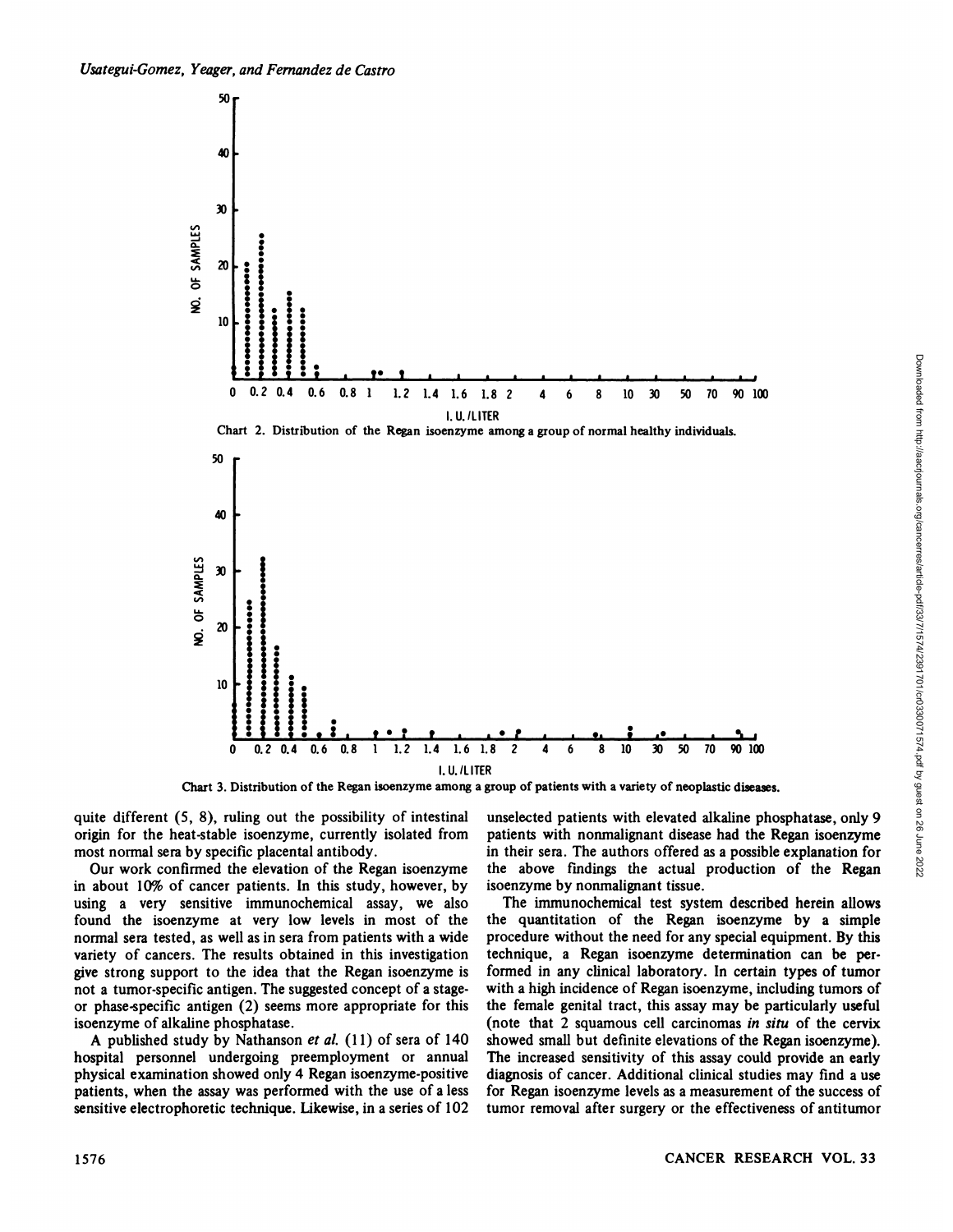Chart 2. Distribution of the Regan isoenzyme among a group of normal healthy individuals.

Chart 3. Distribution of the Regan isoenzyme among a group of patients with a variety of neoplastic diseases.

quite different (5, 8), ruling out the possibility of intestinal origin for the heat-stable isoenzyme, currently isolated from most normal sera by specific placental antibody.

Our work confirmed the elevation of the Regan isoenzyme in about 10% of cancer patients. In this study, however, by using a very sensitive immunochemical assay, we also found the isoenzyme at very low levels in most of the normal sera tested, as well as in sera from patients with a wide variety of cancers. The results obtained in this investigation give strong support to the idea that the Regan isoenzyme is not a tumor-specific antigen. The suggested concept of a stage- or phase-specific antigen (2) seems more appropriate for this isoenzyme of alkaline phosphatase.

A published study by Nathanson *et al.* (11) of sera of 140 hospital personnel undergoing preemployment or annual physical examination showed only 4 Regan isoenzyme-positive patients, when the assay was performed with the use of a less sensitive electrophoretic technique. Likewise, in a series of 102 unselected patients with elevated alkaline phosphatase, only 9 patients with nonmalignant disease had the Regan isoenzyme in their sera. The authors offered as a possible explanation for the above findings the actual production of the Regan isoenzyme by nonmalignant tissue.

The immunochemical test system described herein allows the quantitation of the Regan isoenzyme by a simple procedure without the need for any special equipment. By this technique, a Regan isoenzyme determination can be performed in any clinical laboratory. In certain types of tumor with a high incidence of Regan isoenzyme, including tumors of the female genital tract, this assay may be particularly useful (note that 2 squamous cell carcinomas *in situ* of the cervix showed small but definite elevations of the Regan isoenzyme). The increased sensitivity of this assay could provide an early diagnosis of cancer. Additional clinical studies may find a use for Regan isoenzyme levels as a measurement of the success of tumor removal after surgery or the effectiveness of antitumor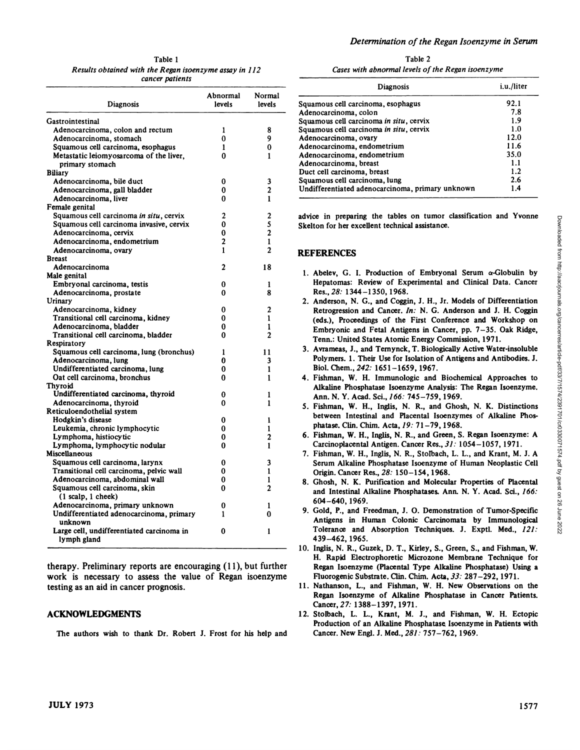Table 1
*Results obtained with the Regan isoenzyme assay in 112 cancer patients*

| Diagnosis | Abnormal levels | Normal levels |
|---|---|---|
| Gastrointestinal | | |
| Adenocarcinoma, colon and rectum | 1 | 8 |
| Adenocarcinoma, stomach | 0 | 9 |
| Squamous cell carcinoma, esophagus | 1 | 0 |
| Metastatic leiomyosarcoma of the liver, primary stomach | 0 | 1 |
| Biliary | | |
| Adenocarcinoma, bile duct | 0 | 3 |
| Adenocarcinoma, gall bladder | 0 | 2 |
| Adenocarcinoma, liver | 0 | 1 |
| Female genital | | |
| Squamous cell carcinoma *in situ*, cervix | 2 | 2 |
| Squamous cell carcinoma invasive, cervix | 0 | 5 |
| Adenocarcinoma, cervix | 0 | 2 |
| Adenocarcinoma, endometrium | 2 | 1 |
| Adenocarcinoma, ovary | 1 | 2 |
| Breast | | |
| Adenocarcinoma | 2 | 18 |
| Male genital | | |
| Embryonal carcinoma, testis | 0 | 1 |
| Adenocarcinoma, prostate | 0 | 8 |
| Urinary | | |
| Adenocarcinoma, kidney | 0 | 2 |
| Transitional cell carcinoma, kidney | 0 | 1 |
| Adenocarcinoma, bladder | 0 | 1 |
| Transitional cell carcinoma, bladder | 0 | 2 |
| Respiratory | | |
| Squamous cell carcinoma, lung (bronchus) | 1 | 11 |
| Adenocarcinoma, lung | 0 | 3 |
| Undifferentiated carcinoma, lung | 0 | 1 |
| Oat cell carcinoma, bronchus | 0 | 1 |
| Thyroid | | |
| Undifferentiated carcinoma, thyroid | 0 | 1 |
| Adenocarcinoma, thyroid | 0 | 1 |
| Reticuloendothelial system | | |
| Hodgkin's disease | 0 | 1 |
| Leukemia, chronic lymphocytic | 0 | 1 |
| Lymphoma, histiocytic | 0 | 2 |
| Lymphoma, lymphocytic nodular | 0 | 1 |
| Miscellaneous | | |
| Squamous cell carcinoma, larynx | 0 | 3 |
| Transitional cell carcinoma, pelvic wall | 0 | 1 |
| Adenocarcinoma, abdominal wall | 0 | 1 |
| Squamous cell carcinoma, skin (1 scalp, 1 cheek) | 0 | 2 |
| Adenocarcinoma, primary unknown | 0 | 1 |
| Undifferentiated adenocarcinoma, primary unknown | 1 | 0 |
| Large cell, undifferentiated carcinoma in lymph gland | 0 | 1 |

therapy. Preliminary reports are encouraging (11), but further work is necessary to assess the value of Regan isoenzyme testing as an aid in cancer prognosis.

## ACKNOWLEDGMENTS

The authors wish to thank Dr. Robert J. Frost for his help and advice in preparing the tables on tumor classification and Yvonne Skelton for her excellent technical assistance.

Table 2
*Cases with abnormal levels of the Regan isoenzyme*

| Diagnosis | i.u./liter |
|---|---|
| Squamous cell carcinoma, esophagus | 92.1 |
| Adenocarcinoma, colon | 7.8 |
| Squamous cell carcinoma *in situ*, cervix | 1.9 |
| Squamous cell carcinoma *in situ*, cervix | 1.0 |
| Adenocarcinoma, ovary | 12.0 |
| Adenocarcinoma, endometrium | 11.6 |
| Adenocarcinoma, endometrium | 35.0 |
| Adenocarcinoma, breast | 1.1 |
| Duct cell carcinoma, breast | 1.2 |
| Squamous cell carcinoma, lung | 2.6 |
| Undifferentiated adenocarcinoma, primary unknown | 1.4 |

## REFERENCES

1. Abelev, G. I. Production of Embryonal Serum α-Globulin by Hepatomas: Review of Experimental and Clinical Data. Cancer Res., *28*: 1344–1350, 1968.
2. Anderson, N. G., and Coggin, J. H., Jr. Models of Differentiation Retrogression and Cancer. *In*: N. G. Anderson and J. H. Coggin (eds.), Proceedings of the First Conference and Workshop on Embryonic and Fetal Antigens in Cancer, pp. 7–35. Oak Ridge, Tenn.: United States Atomic Energy Commission, 1971.
3. Avrameas, J., and Ternynck, T. Biologically Active Water-insoluble Polymers. 1. Their Use for Isolation of Antigens and Antibodies. J. Biol. Chem., *242*: 1651–1659, 1967.
4. Fishman, W. H. Immunologic and Biochemical Approaches to Alkaline Phosphatase Isoenzyme Analysis: The Regan Isoenzyme. Ann. N. Y. Acad. Sci., *166*: 745–759, 1969.
5. Fishman, W. H., Inglis, N. R., and Ghosh, N. K. Distinctions between Intestinal and Placental Isoenzymes of Alkaline Phosphatase. Clin. Chim. Acta, *19*: 71–79, 1968.
6. Fishman, W. H., Inglis, N. R., and Green, S. Regan Isoenzyme: A Carcinoplacental Antigen. Cancer Res., *31*: 1054–1057, 1971.
7. Fishman, W. H., Inglis, N. R., Stolbach, L. L., and Krant, M. J. A Serum Alkaline Phosphatase Isoenzyme of Human Neoplastic Cell Origin. Cancer Res., *28*: 150–154, 1968.
8. Ghosh, N. K. Purification and Molecular Properties of Placental and Intestinal Alkaline Phosphatases. Ann. N. Y. Acad. Sci., *166*: 604–640, 1969.
9. Gold, P., and Freedman, J. O. Demonstration of Tumor-Specific Antigens in Human Colonic Carcinomata by Immunological Tolerance and Absorption Techniques. J. Exptl. Med., *121*: 439–462, 1965.
10. Inglis, N. R., Guzek, D. T., Kirley, S., Green, S., and Fishman, W. H. Rapid Electrophoretic Microzone Membrane Technique for Regan Isoenzyme (Placental Type Alkaline Phosphatase) Using a Fluorogenic Substrate. Clin. Chim. Acta, *33*: 287–292, 1971.
11. Nathanson, L., and Fishman, W. H. New Observations on the Regan Isoenzyme of Alkaline Phosphatase in Cancer Patients. Cancer, *27*: 1388–1397, 1971.
12. Stolbach, L. L., Krant, M. J., and Fishman, W. H. Ectopic Production of an Alkaline Phosphatase Isoenzyme in Patients with Cancer. New Engl. J. Med., *281*: 757–762, 1969.